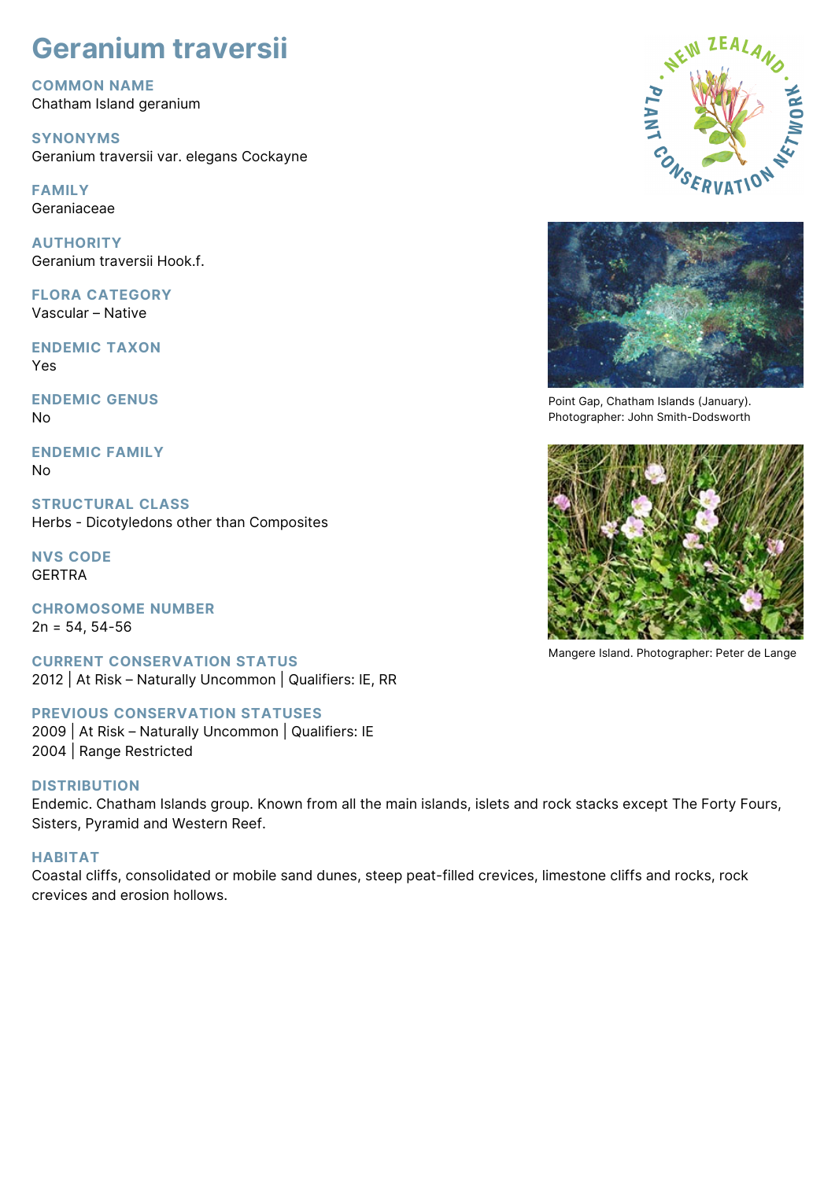# Geranium traversii

## COMMON NAME
Chatham Island geranium

## SYNONYMS
Geranium traversii var. elegans Cockayne

## FAMILY
Geraniaceae

## AUTHORITY
Geranium traversii Hook.f.

## FLORA CATEGORY
Vascular – Native

## ENDEMIC TAXON
Yes

## ENDEMIC GENUS
No

## ENDEMIC FAMILY
No

## STRUCTURAL CLASS
Herbs - Dicotyledons other than Composites

## NVS CODE
GERTRA

## CHROMOSOME NUMBER
2n = 54, 54-56

## CURRENT CONSERVATION STATUS
2012 | At Risk – Naturally Uncommon | Qualifiers: IE, RR

## PREVIOUS CONSERVATION STATUSES
2009 | At Risk – Naturally Uncommon | Qualifiers: IE
2004 | Range Restricted

## DISTRIBUTION
Endemic. Chatham Islands group. Known from all the main islands, islets and rock stacks except The Forty Fours, Sisters, Pyramid and Western Reef.

## HABITAT
Coastal cliffs, consolidated or mobile sand dunes, steep peat-filled crevices, limestone cliffs and rocks, rock crevices and erosion hollows.

Point Gap, Chatham Islands (January). Photographer: John Smith-Dodsworth

Mangere Island. Photographer: Peter de Lange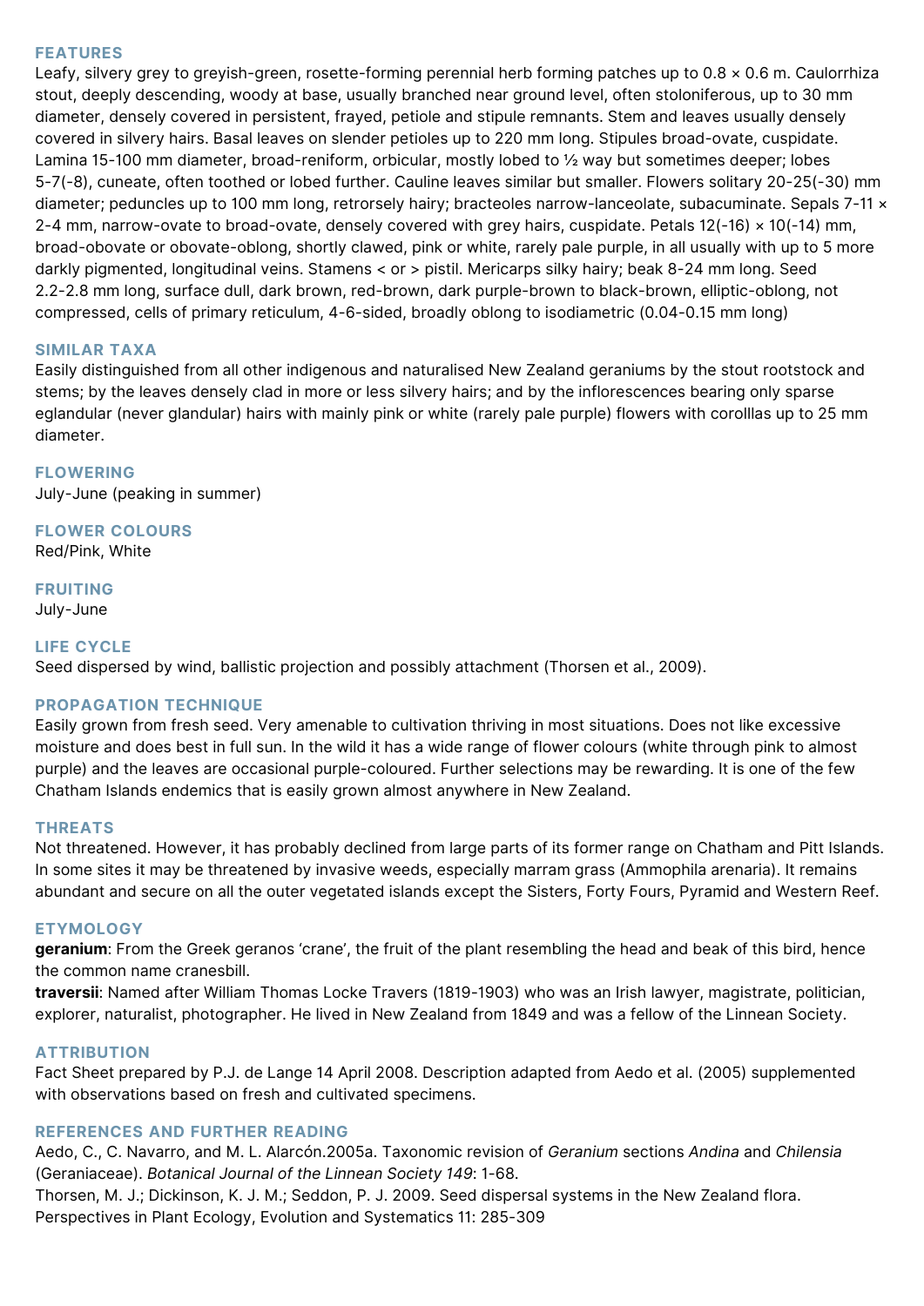## FEATURES

Leafy, silvery grey to greyish-green, rosette-forming perennial herb forming patches up to 0.8 × 0.6 m. Caulorrhiza stout, deeply descending, woody at base, usually branched near ground level, often stoloniferous, up to 30 mm diameter, densely covered in persistent, frayed, petiole and stipule remnants. Stem and leaves usually densely covered in silvery hairs. Basal leaves on slender petioles up to 220 mm long. Stipules broad-ovate, cuspidate. Lamina 15-100 mm diameter, broad-reniform, orbicular, mostly lobed to ½ way but sometimes deeper; lobes 5-7(-8), cuneate, often toothed or lobed further. Cauline leaves similar but smaller. Flowers solitary 20-25(-30) mm diameter; peduncles up to 100 mm long, retrorsely hairy; bracteoles narrow-lanceolate, subacuminate. Sepals 7-11 × 2-4 mm, narrow-ovate to broad-ovate, densely covered with grey hairs, cuspidate. Petals 12(-16) × 10(-14) mm, broad-obovate or obovate-oblong, shortly clawed, pink or white, rarely pale purple, in all usually with up to 5 more darkly pigmented, longitudinal veins. Stamens < or > pistil. Mericarps silky hairy; beak 8-24 mm long. Seed 2.2-2.8 mm long, surface dull, dark brown, red-brown, dark purple-brown to black-brown, elliptic-oblong, not compressed, cells of primary reticulum, 4-6-sided, broadly oblong to isodiametric (0.04-0.15 mm long)

## SIMILAR TAXA

Easily distinguished from all other indigenous and naturalised New Zealand geraniums by the stout rootstock and stems; by the leaves densely clad in more or less silvery hairs; and by the inflorescences bearing only sparse eglandular (never glandular) hairs with mainly pink or white (rarely pale purple) flowers with corolllas up to 25 mm diameter.

## FLOWERING

July-June (peaking in summer)

## FLOWER COLOURS

Red/Pink, White

## FRUITING

July-June

## LIFE CYCLE

Seed dispersed by wind, ballistic projection and possibly attachment (Thorsen et al., 2009).

## PROPAGATION TECHNIQUE

Easily grown from fresh seed. Very amenable to cultivation thriving in most situations. Does not like excessive moisture and does best in full sun. In the wild it has a wide range of flower colours (white through pink to almost purple) and the leaves are occasional purple-coloured. Further selections may be rewarding. It is one of the few Chatham Islands endemics that is easily grown almost anywhere in New Zealand.

## THREATS

Not threatened. However, it has probably declined from large parts of its former range on Chatham and Pitt Islands. In some sites it may be threatened by invasive weeds, especially marram grass (Ammophila arenaria). It remains abundant and secure on all the outer vegetated islands except the Sisters, Forty Fours, Pyramid and Western Reef.

## ETYMOLOGY

**geranium**: From the Greek geranos 'crane', the fruit of the plant resembling the head and beak of this bird, hence the common name cranesbill.

**traversii**: Named after William Thomas Locke Travers (1819-1903) who was an Irish lawyer, magistrate, politician, explorer, naturalist, photographer. He lived in New Zealand from 1849 and was a fellow of the Linnean Society.

## ATTRIBUTION

Fact Sheet prepared by P.J. de Lange 14 April 2008. Description adapted from Aedo et al. (2005) supplemented with observations based on fresh and cultivated specimens.

## REFERENCES AND FURTHER READING

Aedo, C., C. Navarro, and M. L. Alarcón.2005a. Taxonomic revision of *Geranium* sections *Andina* and *Chilensia* (Geraniaceae). *Botanical Journal of the Linnean Society 149*: 1-68.

Thorsen, M. J.; Dickinson, K. J. M.; Seddon, P. J. 2009. Seed dispersal systems in the New Zealand flora. Perspectives in Plant Ecology, Evolution and Systematics 11: 285-309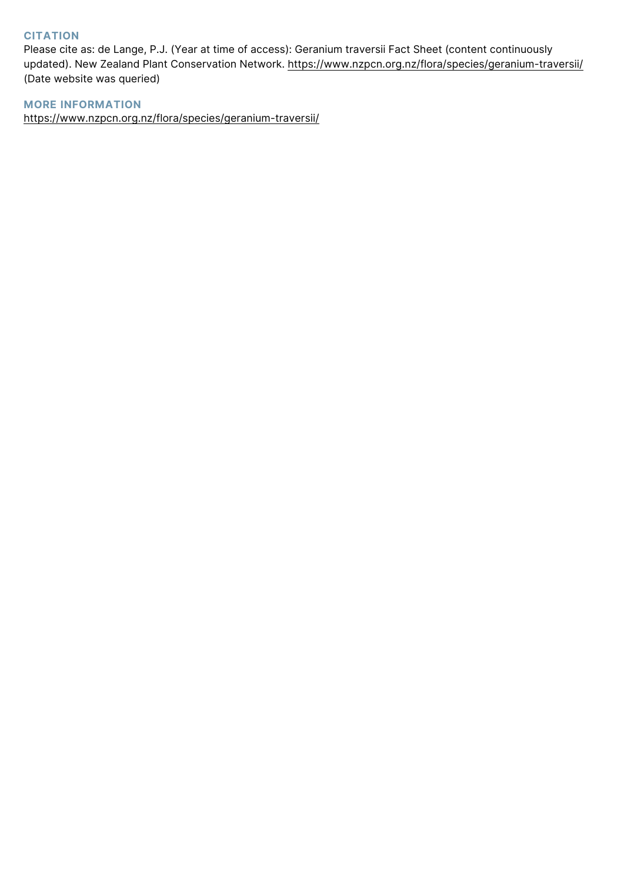## CITATION

Please cite as: de Lange, P.J. (Year at time of access): Geranium traversii Fact Sheet (content continuously updated). New Zealand Plant Conservation Network. https://www.nzpcn.org.nz/flora/species/geranium-traversii/ (Date website was queried)

## MORE INFORMATION

https://www.nzpcn.org.nz/flora/species/geranium-traversii/